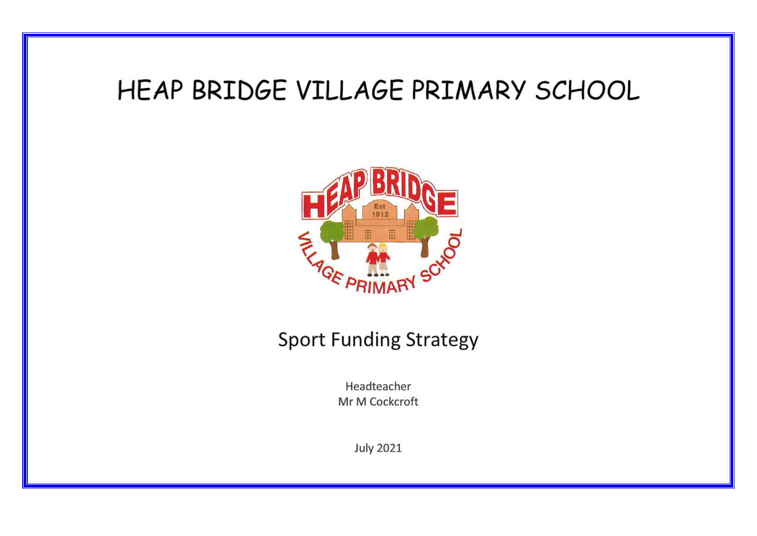# HEAP BRIDGE VILLAGE PRIMARY SCHOOL

## Sport Funding Strategy

Headteacher
Mr M Cockcroft

July 2021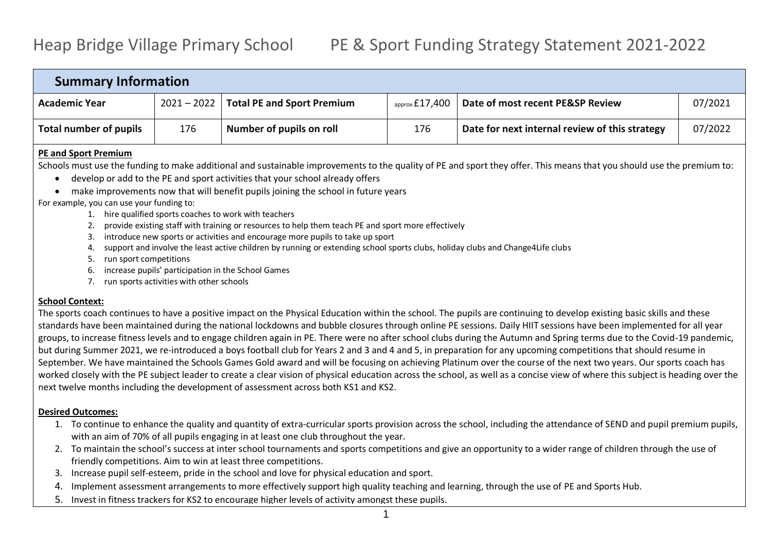# Heap Bridge Village Primary School PE & Sport Funding Strategy Statement 2021-2022

| **Summary Information** | | | | | |
|---|---|---|---|---|---|
| **Academic Year** | 2021 – 2022 | **Total PE and Sport Premium** | approx.£17,400 | **Date of most recent PE&SP Review** | 07/2021 |
| **Total number of pupils** | 176 | **Number of pupils on roll** | 176 | **Date for next internal review of this strategy** | 07/2022 |

**PE and Sport Premium**

Schools must use the funding to make additional and sustainable improvements to the quality of PE and sport they offer. This means that you should use the premium to:

- develop or add to the PE and sport activities that your school already offers
- make improvements now that will benefit pupils joining the school in future years

For example, you can use your funding to:

1. hire qualified sports coaches to work with teachers
2. provide existing staff with training or resources to help them teach PE and sport more effectively
3. introduce new sports or activities and encourage more pupils to take up sport
4. support and involve the least active children by running or extending school sports clubs, holiday clubs and Change4Life clubs
5. run sport competitions
6. increase pupils' participation in the School Games
7. run sports activities with other schools

**School Context:**

The sports coach continues to have a positive impact on the Physical Education within the school. The pupils are continuing to develop existing basic skills and these standards have been maintained during the national lockdowns and bubble closures through online PE sessions. Daily HIIT sessions have been implemented for all year groups, to increase fitness levels and to engage children again in PE. There were no after school clubs during the Autumn and Spring terms due to the Covid-19 pandemic, but during Summer 2021, we re-introduced a boys football club for Years 2 and 3 and 4 and 5, in preparation for any upcoming competitions that should resume in September. We have maintained the Schools Games Gold award and will be focusing on achieving Platinum over the course of the next two years. Our sports coach has worked closely with the PE subject leader to create a clear vision of physical education across the school, as well as a concise view of where this subject is heading over the next twelve months including the development of assessment across both KS1 and KS2.

**Desired Outcomes:**

1. To continue to enhance the quality and quantity of extra-curricular sports provision across the school, including the attendance of SEND and pupil premium pupils, with an aim of 70% of all pupils engaging in at least one club throughout the year.
2. To maintain the school's success at inter school tournaments and sports competitions and give an opportunity to a wider range of children through the use of friendly competitions. Aim to win at least three competitions.
3. Increase pupil self-esteem, pride in the school and love for physical education and sport.
4. Implement assessment arrangements to more effectively support high quality teaching and learning, through the use of PE and Sports Hub.
5. Invest in fitness trackers for KS2 to encourage higher levels of activity amongst these pupils.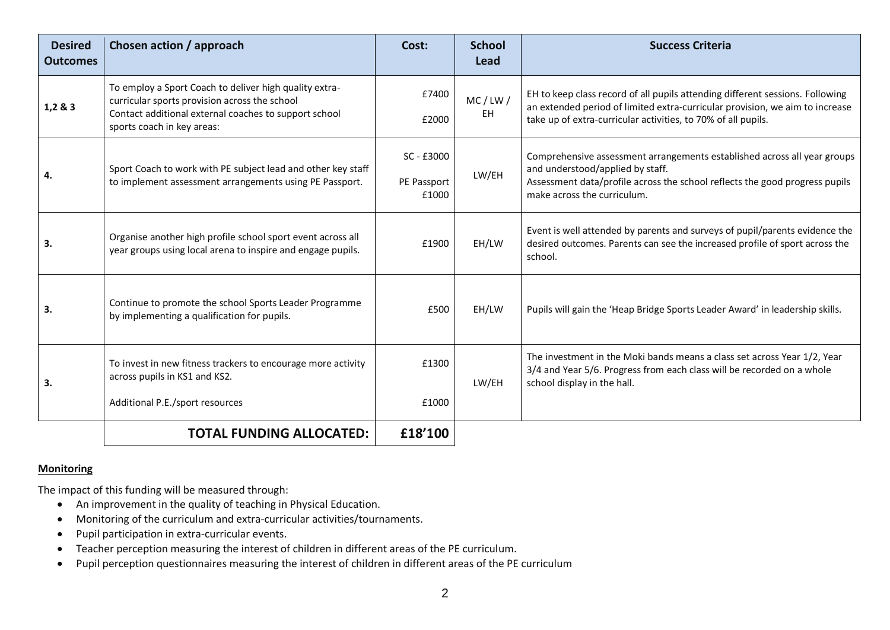| Desired Outcomes | Chosen action / approach | Cost: | School Lead | Success Criteria |
|---|---|---|---|---|
| 1,2 & 3 | To employ a Sport Coach to deliver high quality extra-curricular sports provision across the school<br>Contact additional external coaches to support school sports coach in key areas: | £7400<br>£2000 | MC / LW / EH | EH to keep class record of all pupils attending different sessions. Following an extended period of limited extra-curricular provision, we aim to increase take up of extra-curricular activities, to 70% of all pupils. |
| 4. | Sport Coach to work with PE subject lead and other key staff to implement assessment arrangements using PE Passport. | SC - £3000<br>PE Passport £1000 | LW/EH | Comprehensive assessment arrangements established across all year groups and understood/applied by staff.<br>Assessment data/profile across the school reflects the good progress pupils make across the curriculum. |
| 3. | Organise another high profile school sport event across all year groups using local arena to inspire and engage pupils. | £1900 | EH/LW | Event is well attended by parents and surveys of pupil/parents evidence the desired outcomes. Parents can see the increased profile of sport across the school. |
| 3. | Continue to promote the school Sports Leader Programme by implementing a qualification for pupils. | £500 | EH/LW | Pupils will gain the 'Heap Bridge Sports Leader Award' in leadership skills. |
| 3. | To invest in new fitness trackers to encourage more activity across pupils in KS1 and KS2.<br><br>Additional P.E./sport resources | £1300<br><br>£1000 | LW/EH | The investment in the Moki bands means a class set across Year 1/2, Year 3/4 and Year 5/6. Progress from each class will be recorded on a whole school display in the hall. |
| | **TOTAL FUNDING ALLOCATED:** | **£18'100** | | |

**Monitoring**

The impact of this funding will be measured through:

- An improvement in the quality of teaching in Physical Education.
- Monitoring of the curriculum and extra-curricular activities/tournaments.
- Pupil participation in extra-curricular events.
- Teacher perception measuring the interest of children in different areas of the PE curriculum.
- Pupil perception questionnaires measuring the interest of children in different areas of the PE curriculum